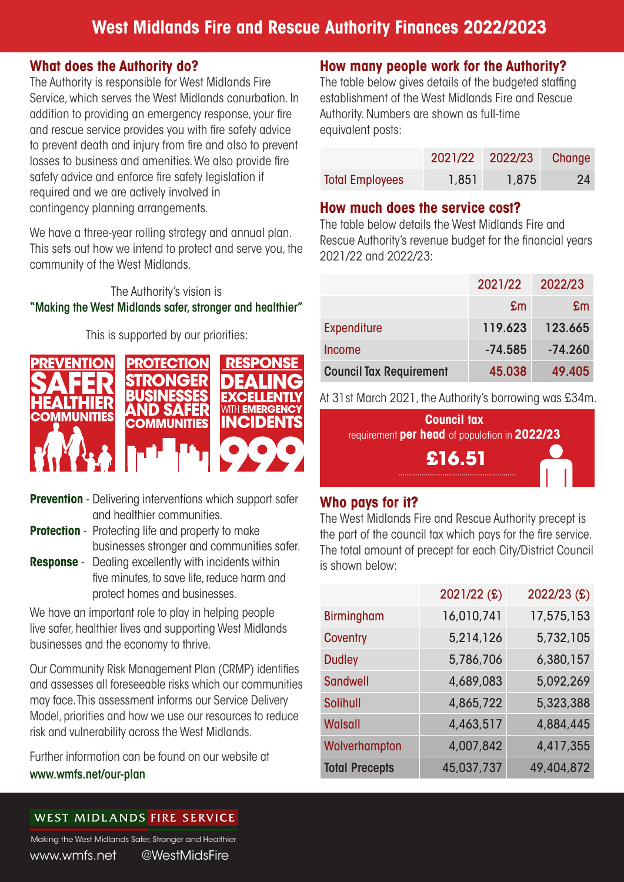# West Midlands Fire and Rescue Authority Finances 2022/2023

## What does the Authority do?

The Authority is responsible for West Midlands Fire Service, which serves the West Midlands conurbation. In addition to providing an emergency response, your fire and rescue service provides you with fire safety advice to prevent death and injury from fire and also to prevent losses to business and amenities. We also provide fire safety advice and enforce fire safety legislation if required and we are actively involved in contingency planning arrangements.

We have a three-year rolling strategy and annual plan. This sets out how we intend to protect and serve you, the community of the West Midlands.

The Authority's vision is
**"Making the West Midlands safer, stronger and healthier"**

This is supported by our priorities:

**PREVENTION** SAFER HEALTHIER COMMUNITIES

**PROTECTION** STRONGER BUSINESSES AND SAFER COMMUNITIES

**RESPONSE** DEALING EXCELLENTLY WITH EMERGENCY INCIDENTS 999

- **Prevention** - Delivering interventions which support safer and healthier communities.
- **Protection** - Protecting life and property to make businesses stronger and communities safer.
- **Response** - Dealing excellently with incidents within five minutes, to save life, reduce harm and protect homes and businesses.

We have an important role to play in helping people live safer, healthier lives and supporting West Midlands businesses and the economy to thrive.

Our Community Risk Management Plan (CRMP) identifies and assesses all foreseeable risks which our communities may face. This assessment informs our Service Delivery Model, priorities and how we use our resources to reduce risk and vulnerability across the West Midlands.

Further information can be found on our website at
www.wmfs.net/our-plan

## How many people work for the Authority?

The table below gives details of the budgeted staffing establishment of the West Midlands Fire and Rescue Authority. Numbers are shown as full-time equivalent posts:

| | 2021/22 | 2022/23 | Change |
|---|---|---|---|
| Total Employees | 1,851 | 1,875 | 24 |

## How much does the service cost?

The table below details the West Midlands Fire and Rescue Authority's revenue budget for the financial years 2021/22 and 2022/23:

| | 2021/22 | 2022/23 |
|---|---|---|
| | £m | £m |
| Expenditure | 119.623 | 123.665 |
| Income | -74.585 | -74.260 |
| **Council Tax Requirement** | 45.038 | 49.405 |

At 31st March 2021, the Authority's borrowing was £34m.

**Council tax** requirement **per head** of population in **2022/23**

**£16.51**

## Who pays for it?

The West Midlands Fire and Rescue Authority precept is the part of the council tax which pays for the fire service. The total amount of precept for each City/District Council is shown below:

| | 2021/22 (£) | 2022/23 (£) |
|---|---|---|
| Birmingham | 16,010,741 | 17,575,153 |
| Coventry | 5,214,126 | 5,732,105 |
| Dudley | 5,786,706 | 6,380,157 |
| Sandwell | 4,689,083 | 5,092,269 |
| Solihull | 4,865,722 | 5,323,388 |
| Walsall | 4,463,517 | 4,884,445 |
| Wolverhampton | 4,007,842 | 4,417,355 |
| **Total Precepts** | 45,037,737 | 49,404,872 |

WEST MIDLANDS FIRE SERVICE

Making the West Midlands Safer, Stronger and Healthier

www.wmfs.net @WestMidsFire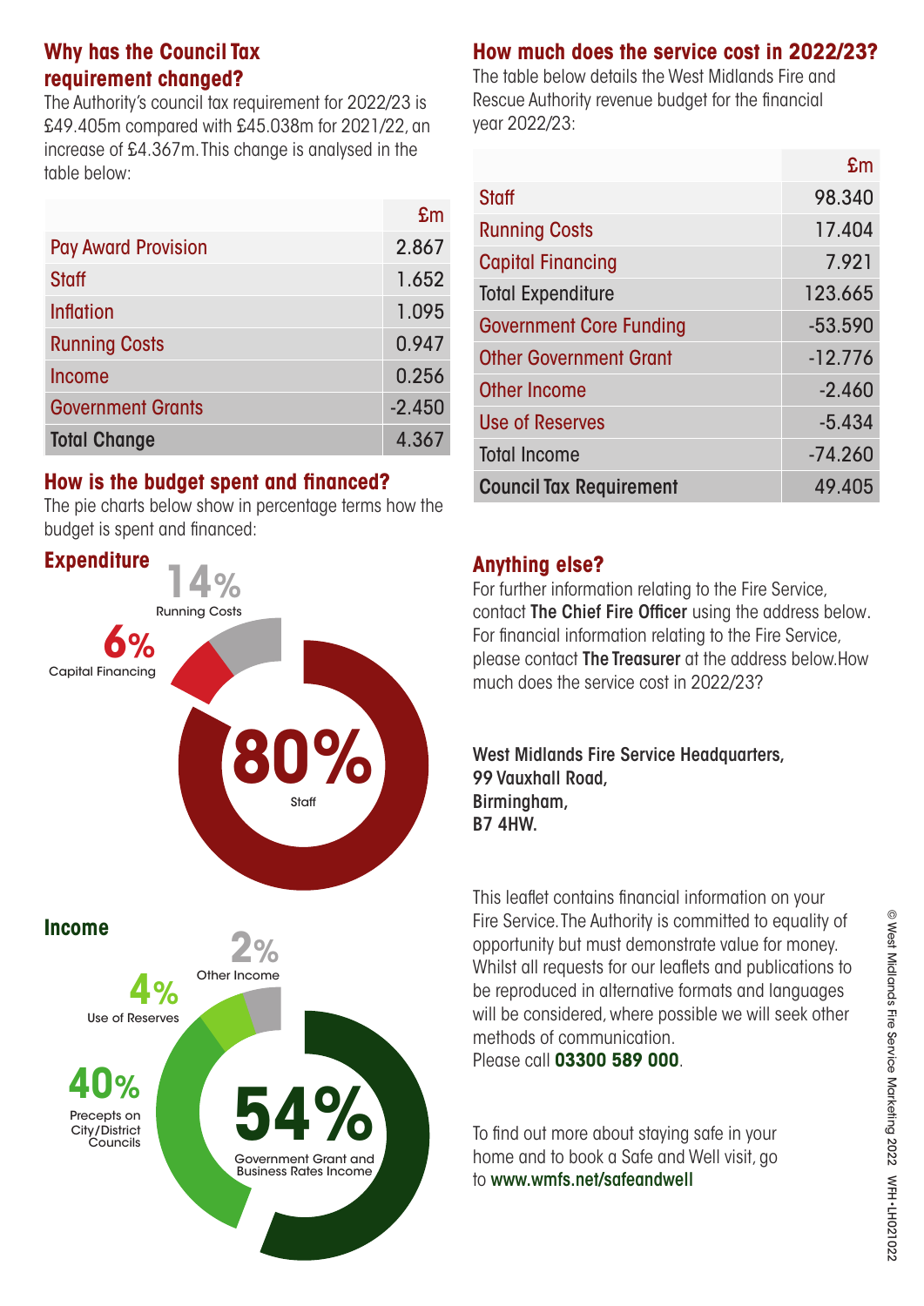## Why has the Council Tax requirement changed?

The Authority's council tax requirement for 2022/23 is £49.405m compared with £45.038m for 2021/22, an increase of £4.367m. This change is analysed in the table below:

| | £m |
|---|---|
| Pay Award Provision | 2.867 |
| Staff | 1.652 |
| Inflation | 1.095 |
| Running Costs | 0.947 |
| Income | 0.256 |
| Government Grants | -2.450 |
| **Total Change** | 4.367 |

## How is the budget spent and financed?

The pie charts below show in percentage terms how the budget is spent and financed:

**Expenditure**

14%
Running Costs

6%
Capital Financing

80%
Staff

**Income**

2%
Other Income

4%
Use of Reserves

40%
Precepts on City/District Councils

54%
Government Grant and Business Rates Income

## How much does the service cost in 2022/23?

The table below details the West Midlands Fire and Rescue Authority revenue budget for the financial year 2022/23:

| | £m |
|---|---|
| Staff | 98.340 |
| Running Costs | 17.404 |
| Capital Financing | 7.921 |
| Total Expenditure | 123.665 |
| Government Core Funding | -53.590 |
| Other Government Grant | -12.776 |
| Other Income | -2.460 |
| Use of Reserves | -5.434 |
| Total Income | -74.260 |
| **Council Tax Requirement** | 49.405 |

## Anything else?

For further information relating to the Fire Service, contact **The Chief Fire Officer** using the address below. For financial information relating to the Fire Service, please contact **The Treasurer** at the address below.How much does the service cost in 2022/23?

**West Midlands Fire Service Headquarters,**
**99 Vauxhall Road,**
**Birmingham,**
**B7 4HW.**

This leaflet contains financial information on your Fire Service. The Authority is committed to equality of opportunity but must demonstrate value for money. Whilst all requests for our leaflets and publications to be reproduced in alternative formats and languages will be considered, where possible we will seek other methods of communication.
Please call **03300 589 000**.

To find out more about staying safe in your home and to book a Safe and Well visit, go to **www.wmfs.net/safeandwell**

© West Midlands Fire Service Marketing 2022 WFH•LH021022